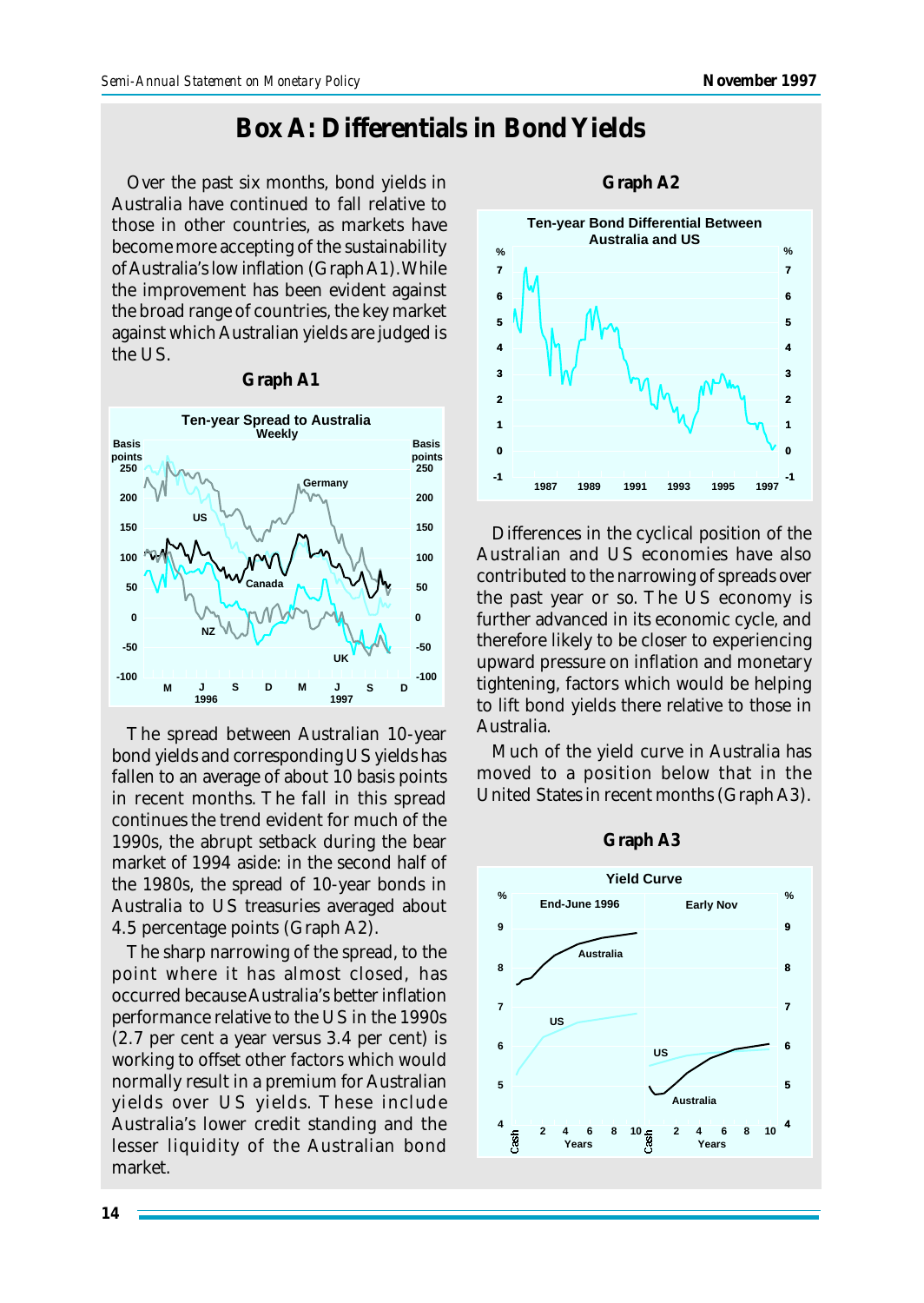# Box A: Differentials in Bond Yields

Over the past six months, bond yields in Australia have continued to fall relative to those in other countries, as markets have become more accepting of the sustainability of Australia's low inflation (Graph A1). While the improvement has been evident against the broad range of countries, the key market against which Australian yields are judged is the US.

**Graph A1**

The spread between Australian 10-year bond yields and corresponding US yields has fallen to an average of about 10 basis points in recent months. The fall in this spread continues the trend evident for much of the 1990s, the abrupt setback during the bear market of 1994 aside: in the second half of the 1980s, the spread of 10-year bonds in Australia to US treasuries averaged about 4.5 percentage points (Graph A2).

The sharp narrowing of the spread, to the point where it has almost closed, has occurred because Australia's better inflation performance relative to the US in the 1990s (2.7 per cent a year versus 3.4 per cent) is working to offset other factors which would normally result in a premium for Australian yields over US yields. These include Australia's lower credit standing and the lesser liquidity of the Australian bond market.

**Graph A2**

Differences in the cyclical position of the Australian and US economies have also contributed to the narrowing of spreads over the past year or so. The US economy is further advanced in its economic cycle, and therefore likely to be closer to experiencing upward pressure on inflation and monetary tightening, factors which would be helping to lift bond yields there relative to those in Australia.

Much of the yield curve in Australia has moved to a position below that in the United States in recent months (Graph A3).

**Graph A3**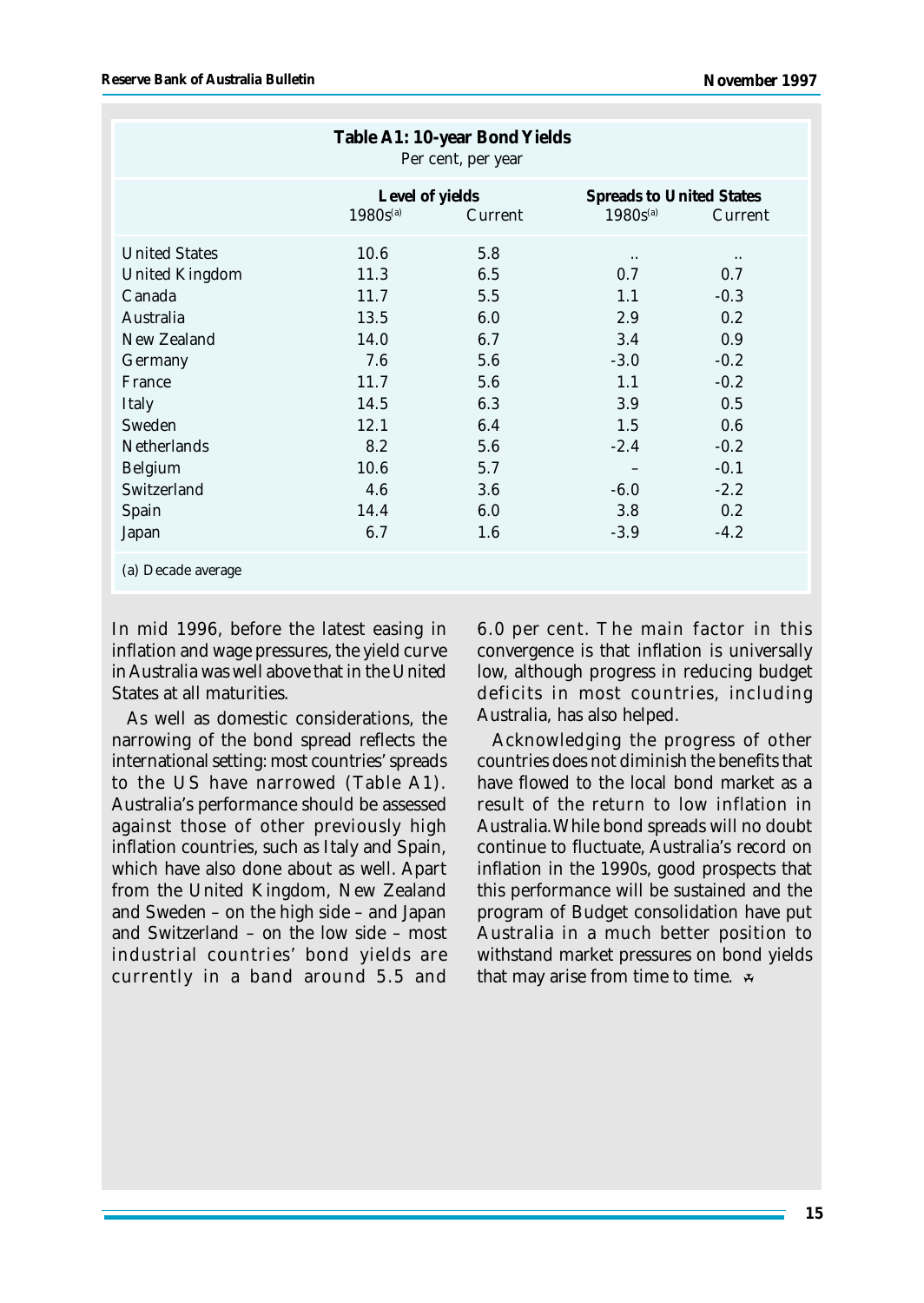**Table A1: 10-year Bond Yields**

Per cent, per year

| | Level of yields | | Spreads to United States | |
|---|---|---|---|---|
| | 1980s[(a)] | Current | 1980s[(a)] | Current |
| United States | 10.6 | 5.8 | .. | .. |
| United Kingdom | 11.3 | 6.5 | 0.7 | 0.7 |
| Canada | 11.7 | 5.5 | 1.1 | -0.3 |
| Australia | 13.5 | 6.0 | 2.9 | 0.2 |
| New Zealand | 14.0 | 6.7 | 3.4 | 0.9 |
| Germany | 7.6 | 5.6 | -3.0 | -0.2 |
| France | 11.7 | 5.6 | 1.1 | -0.2 |
| Italy | 14.5 | 6.3 | 3.9 | 0.5 |
| Sweden | 12.1 | 6.4 | 1.5 | 0.6 |
| Netherlands | 8.2 | 5.6 | -2.4 | -0.2 |
| Belgium | 10.6 | 5.7 | – | -0.1 |
| Switzerland | 4.6 | 3.6 | -6.0 | -2.2 |
| Spain | 14.4 | 6.0 | 3.8 | 0.2 |
| Japan | 6.7 | 1.6 | -3.9 | -4.2 |

(a) Decade average

In mid 1996, before the latest easing in inflation and wage pressures, the yield curve in Australia was well above that in the United States at all maturities.

As well as domestic considerations, the narrowing of the bond spread reflects the international setting: most countries' spreads to the US have narrowed (Table A1). Australia's performance should be assessed against those of other previously high inflation countries, such as Italy and Spain, which have also done about as well. Apart from the United Kingdom, New Zealand and Sweden – on the high side – and Japan and Switzerland – on the low side – most industrial countries' bond yields are currently in a band around 5.5 and 6.0 per cent. The main factor in this convergence is that inflation is universally low, although progress in reducing budget deficits in most countries, including Australia, has also helped.

Acknowledging the progress of other countries does not diminish the benefits that have flowed to the local bond market as a result of the return to low inflation in Australia. While bond spreads will no doubt continue to fluctuate, Australia's record on inflation in the 1990s, good prospects that this performance will be sustained and the program of Budget consolidation have put Australia in a much better position to withstand market pressures on bond yields that may arise from time to time.